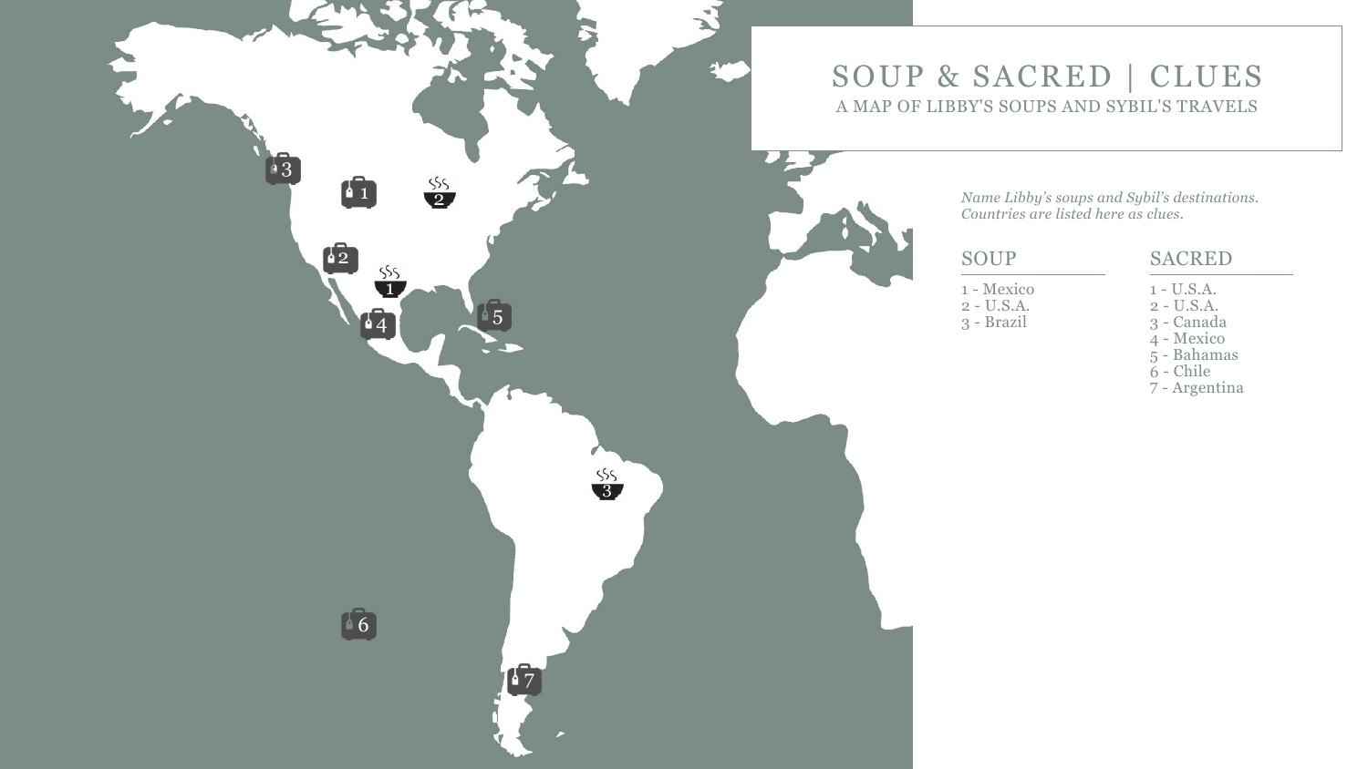# SOUP & SACRED | CLUES

## A MAP OF LIBBY'S SOUPS AND SYBIL'S TRAVELS

*Name Libby's soups and Sybil's destinations. Countries are listed here as clues.*

### SOUP

1 - Mexico
2 - U.S.A.
3 - Brazil

### SACRED

1 - U.S.A.
2 - U.S.A.
3 - Canada
4 - Mexico
5 - Bahamas
6 - Chile
7 - Argentina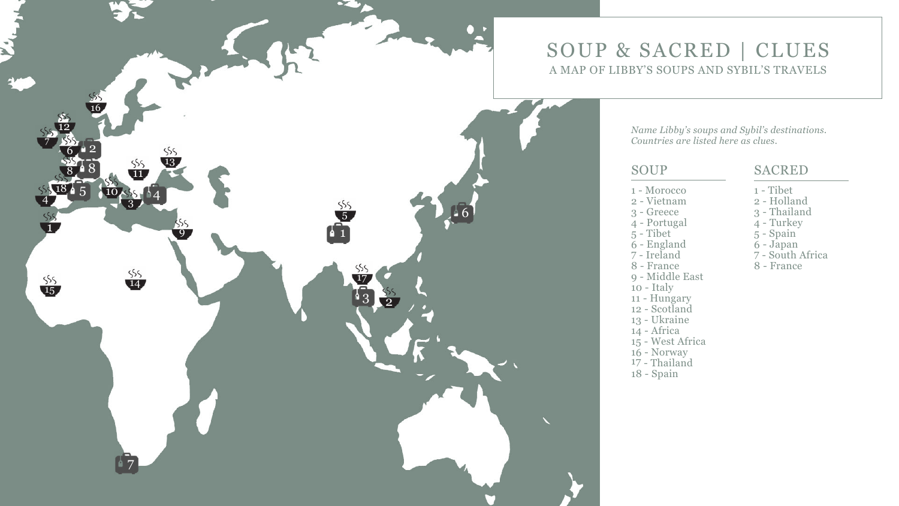# SOUP & SACRED | CLUES

## A MAP OF LIBBY'S SOUPS AND SYBIL'S TRAVELS

*Name Libby's soups and Sybil's destinations. Countries are listed here as clues.*

### SOUP

1 - Morocco
2 - Vietnam
3 - Greece
4 - Portugal
5 - Tibet
6 - England
7 - Ireland
8 - France
9 - Middle East
10 - Italy
11 - Hungary
12 - Scotland
13 - Ukraine
14 - Africa
15 - West Africa
16 - Norway
17 - Thailand
18 - Spain

### SACRED

1 - Tibet
2 - Holland
3 - Thailand
4 - Turkey
5 - Spain
6 - Japan
7 - South Africa
8 - France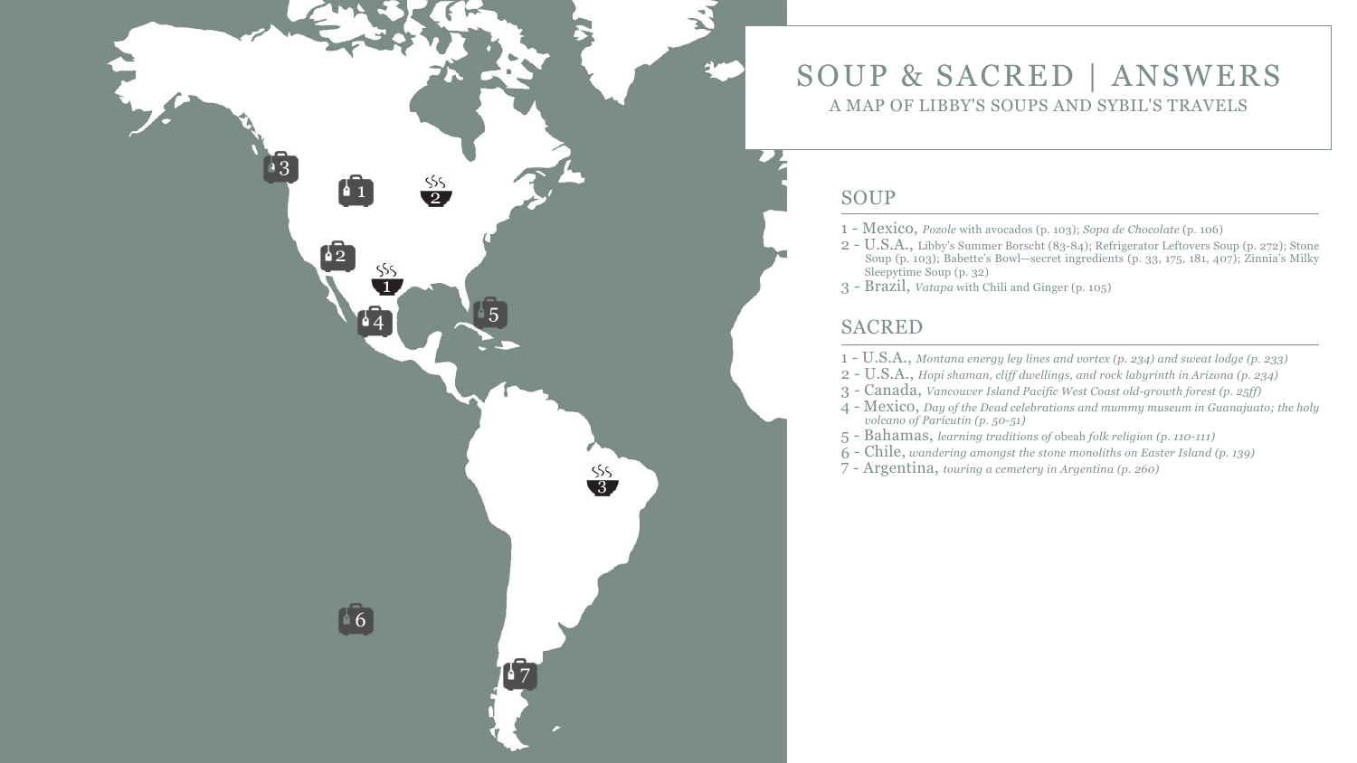# SOUP & SACRED | ANSWERS

A MAP OF LIBBY'S SOUPS AND SYBIL'S TRAVELS

## SOUP

1 - Mexico, *Pozole* with avocados (p. 103); *Sopa de Chocolate* (p. 106)
2 - U.S.A., Libby's Summer Borscht (83-84); Refrigerator Leftovers Soup (p. 272); Stone Soup (p. 103); Babette's Bowl—secret ingredients (p. 33, 175, 181, 407); Zinnia's Milky Sleepytime Soup (p. 32)
3 - Brazil, *Vatapa* with Chili and Ginger (p. 105)

## SACRED

1 - U.S.A., *Montana energy ley lines and vortex (p. 234) and sweat lodge (p. 233)*
2 - U.S.A., *Hopi shaman, cliff dwellings, and rock labyrinth in Arizona (p. 234)*
3 - Canada, *Vancouver Island Pacific West Coast old-growth forest (p. 25ff)*
4 - Mexico, *Day of the Dead celebrations and mummy museum in Guanajuato; the holy volcano of Parícutin (p. 50-51)*
5 - Bahamas, *learning traditions of* obeah *folk religion (p. 110-111)*
6 - Chile, *wandering amongst the stone monoliths on Easter Island (p. 139)*
7 - Argentina, *touring a cemetery in Argentina (p. 260)*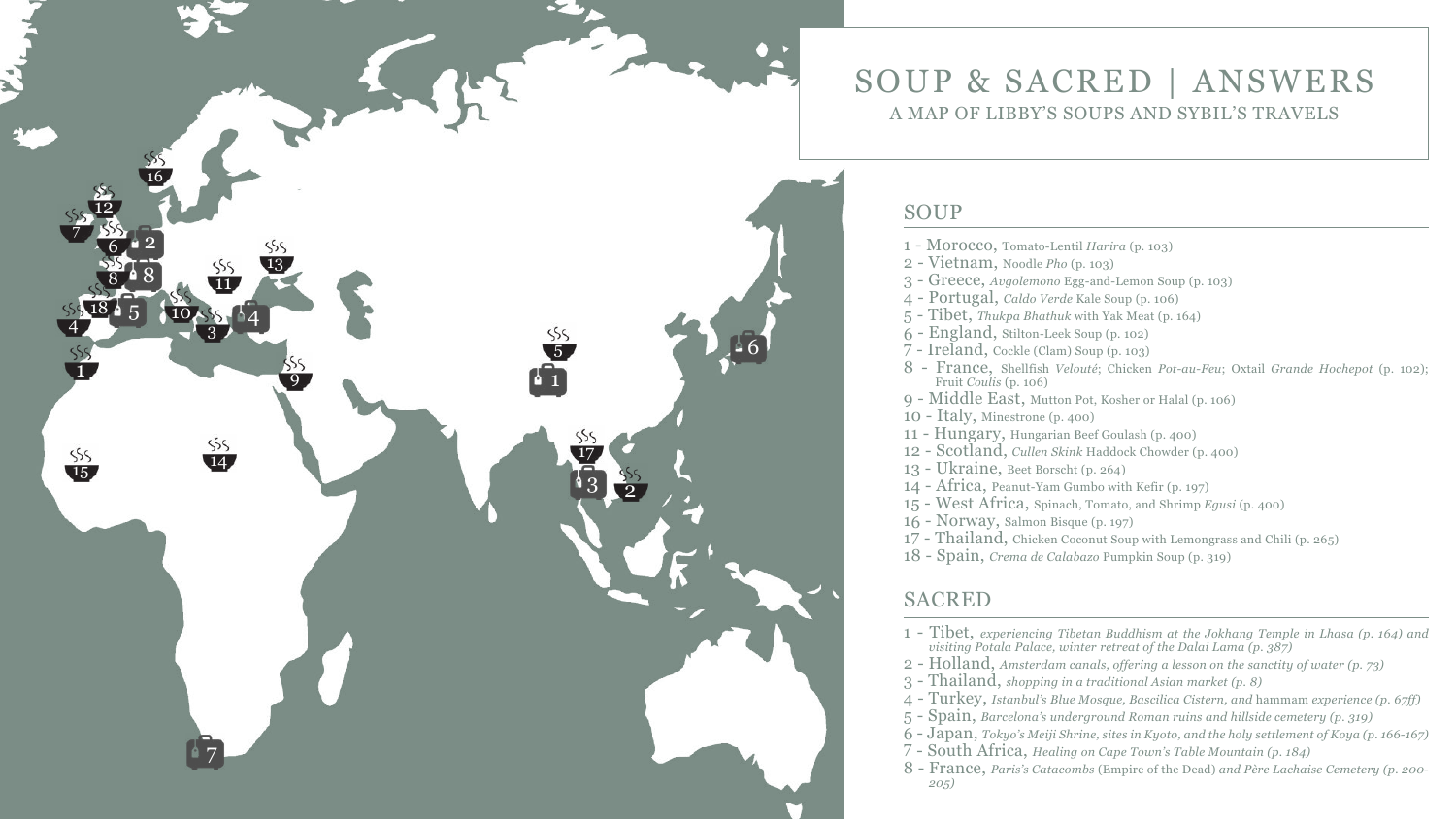# SOUP & SACRED | ANSWERS

A MAP OF LIBBY'S SOUPS AND SYBIL'S TRAVELS

## SOUP

1 - Morocco, Tomato-Lentil *Harira* (p. 103)
2 - Vietnam, Noodle *Pho* (p. 103)
3 - Greece, *Avgolemono* Egg-and-Lemon Soup (p. 103)
4 - Portugal, *Caldo Verde* Kale Soup (p. 106)
5 - Tibet, *Thukpa Bhathuk* with Yak Meat (p. 164)
6 - England, Stilton-Leek Soup (p. 102)
7 - Ireland, Cockle (Clam) Soup (p. 103)
8 - France, Shellfish *Velouté*; Chicken *Pot-au-Feu*; Oxtail *Grande Hochepot* (p. 102); Fruit *Coulis* (p. 106)
9 - Middle East, Mutton Pot, Kosher or Halal (p. 106)
10 - Italy, Minestrone (p. 400)
11 - Hungary, Hungarian Beef Goulash (p. 400)
12 - Scotland, *Cullen Skink* Haddock Chowder (p. 400)
13 - Ukraine, Beet Borscht (p. 264)
14 - Africa, Peanut-Yam Gumbo with Kefir (p. 197)
15 - West Africa, Spinach, Tomato, and Shrimp *Egusi* (p. 400)
16 - Norway, Salmon Bisque (p. 197)
17 - Thailand, Chicken Coconut Soup with Lemongrass and Chili (p. 265)
18 - Spain, *Crema de Calabazo* Pumpkin Soup (p. 319)

## SACRED

1 - Tibet, *experiencing Tibetan Buddhism at the Jokhang Temple in Lhasa (p. 164) and visiting Potala Palace, winter retreat of the Dalai Lama (p. 387)*
2 - Holland, *Amsterdam canals, offering a lesson on the sanctity of water (p. 73)*
3 - Thailand, *shopping in a traditional Asian market (p. 8)*
4 - Turkey, *Istanbul's Blue Mosque, Bascilica Cistern, and* hammam *experience (p. 67ff)*
5 - Spain, *Barcelona's underground Roman ruins and hillside cemetery (p. 319)*
6 - Japan, *Tokyo's Meiji Shrine, sites in Kyoto, and the holy settlement of Koya (p. 166-167)*
7 - South Africa, *Healing on Cape Town's Table Mountain (p. 184)*
8 - France, *Paris's Catacombs* (Empire of the Dead) *and Père Lachaise Cemetery (p. 200-205)*